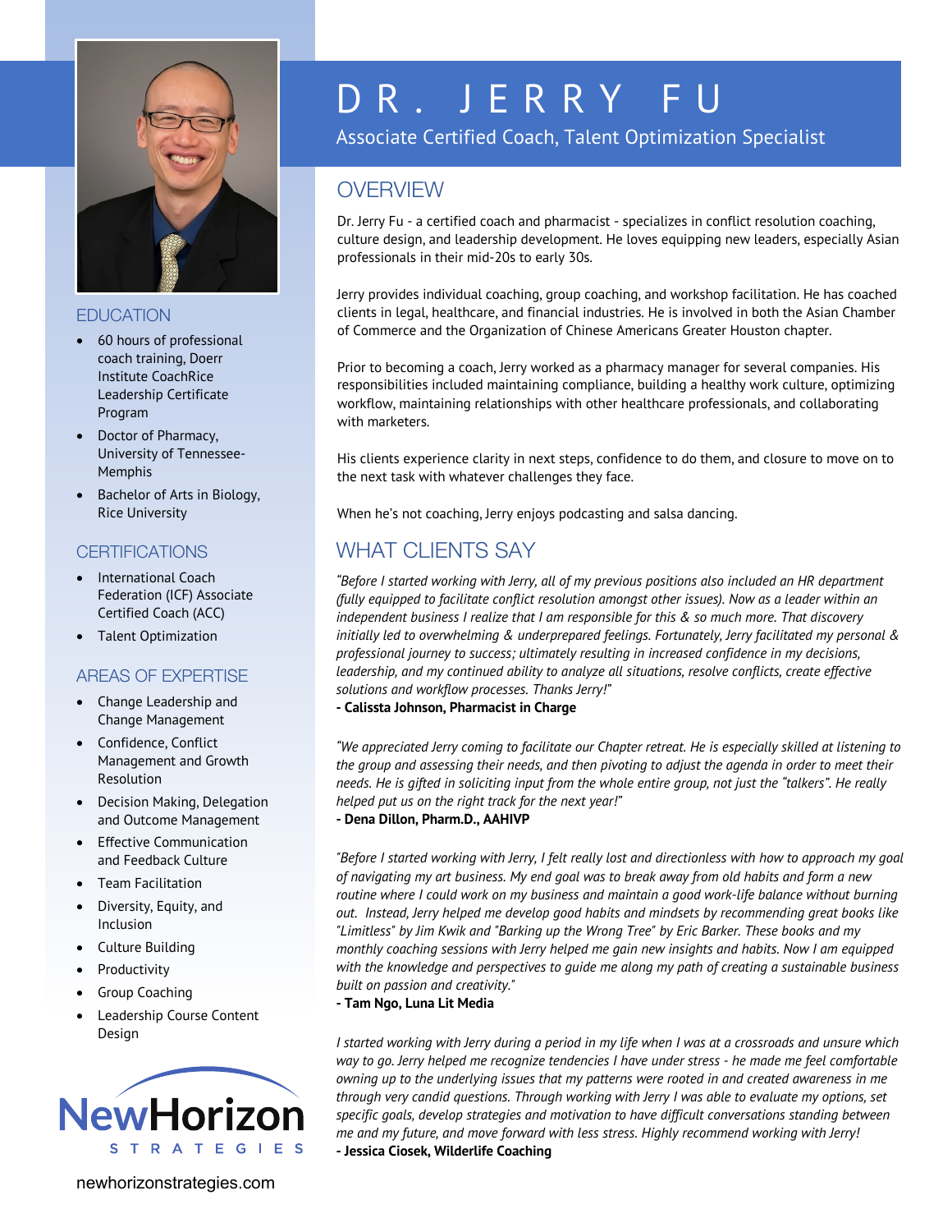# DR. JERRY FU

Associate Certified Coach, Talent Optimization Specialist

## OVERVIEW

Dr. Jerry Fu - a certified coach and pharmacist - specializes in conflict resolution coaching, culture design, and leadership development. He loves equipping new leaders, especially Asian professionals in their mid-20s to early 30s.

Jerry provides individual coaching, group coaching, and workshop facilitation. He has coached clients in legal, healthcare, and financial industries. He is involved in both the Asian Chamber of Commerce and the Organization of Chinese Americans Greater Houston chapter.

Prior to becoming a coach, Jerry worked as a pharmacy manager for several companies. His responsibilities included maintaining compliance, building a healthy work culture, optimizing workflow, maintaining relationships with other healthcare professionals, and collaborating with marketers.

His clients experience clarity in next steps, confidence to do them, and closure to move on to the next task with whatever challenges they face.

When he's not coaching, Jerry enjoys podcasting and salsa dancing.

## WHAT CLIENTS SAY

*"Before I started working with Jerry, all of my previous positions also included an HR department (fully equipped to facilitate conflict resolution amongst other issues). Now as a leader within an independent business I realize that I am responsible for this & so much more. That discovery initially led to overwhelming & underprepared feelings. Fortunately, Jerry facilitated my personal & professional journey to success; ultimately resulting in increased confidence in my decisions, leadership, and my continued ability to analyze all situations, resolve conflicts, create effective solutions and workflow processes. Thanks Jerry!"*

**- Calissta Johnson, Pharmacist in Charge**

*"We appreciated Jerry coming to facilitate our Chapter retreat. He is especially skilled at listening to the group and assessing their needs, and then pivoting to adjust the agenda in order to meet their needs. He is gifted in soliciting input from the whole entire group, not just the "talkers". He really helped put us on the right track for the next year!"*

**- Dena Dillon, Pharm.D., AAHIVP**

*"Before I started working with Jerry, I felt really lost and directionless with how to approach my goal of navigating my art business. My end goal was to break away from old habits and form a new routine where I could work on my business and maintain a good work-life balance without burning out. Instead, Jerry helped me develop good habits and mindsets by recommending great books like "Limitless" by Jim Kwik and "Barking up the Wrong Tree" by Eric Barker. These books and my monthly coaching sessions with Jerry helped me gain new insights and habits. Now I am equipped with the knowledge and perspectives to guide me along my path of creating a sustainable business built on passion and creativity."*

**- Tam Ngo, Luna Lit Media**

*I started working with Jerry during a period in my life when I was at a crossroads and unsure which way to go. Jerry helped me recognize tendencies I have under stress - he made me feel comfortable owning up to the underlying issues that my patterns were rooted in and created awareness in me through very candid questions. Through working with Jerry I was able to evaluate my options, set specific goals, develop strategies and motivation to have difficult conversations standing between me and my future, and move forward with less stress. Highly recommend working with Jerry!*

**- Jessica Ciosek, Wilderlife Coaching**

## EDUCATION

- 60 hours of professional coach training, Doerr Institute CoachRice Leadership Certificate Program
- Doctor of Pharmacy, University of Tennessee-Memphis
- Bachelor of Arts in Biology, Rice University

## CERTIFICATIONS

- International Coach Federation (ICF) Associate Certified Coach (ACC)
- Talent Optimization

## AREAS OF EXPERTISE

- Change Leadership and Change Management
- Confidence, Conflict Management and Growth Resolution
- Decision Making, Delegation and Outcome Management
- Effective Communication and Feedback Culture
- Team Facilitation
- Diversity, Equity, and Inclusion
- Culture Building
- Productivity
- Group Coaching
- Leadership Course Content Design

NewHorizon STRATEGIES

newhorizonstrategies.com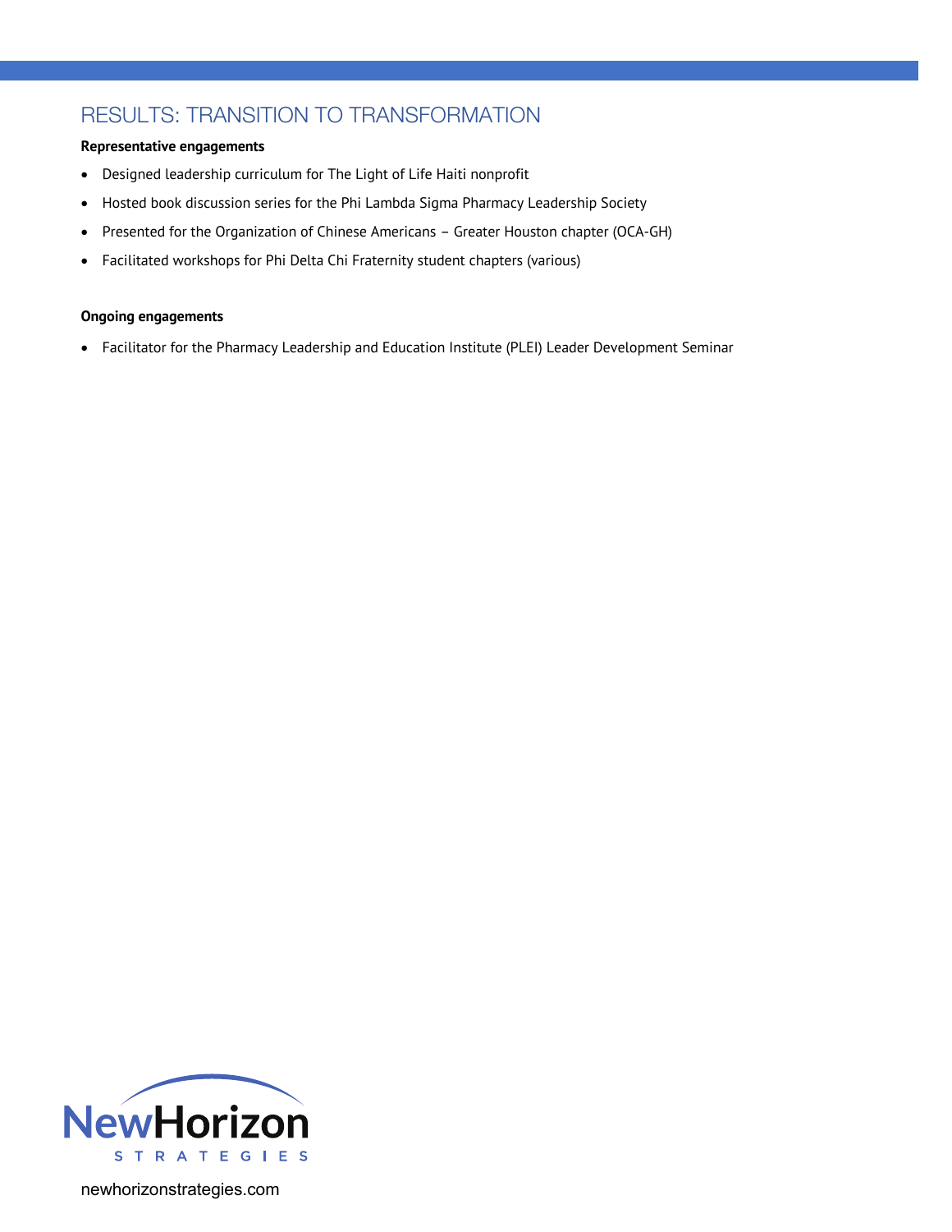## RESULTS: TRANSITION TO TRANSFORMATION

**Representative engagements**

- Designed leadership curriculum for The Light of Life Haiti nonprofit
- Hosted book discussion series for the Phi Lambda Sigma Pharmacy Leadership Society
- Presented for the Organization of Chinese Americans – Greater Houston chapter (OCA-GH)
- Facilitated workshops for Phi Delta Chi Fraternity student chapters (various)

**Ongoing engagements**

- Facilitator for the Pharmacy Leadership and Education Institute (PLEI) Leader Development Seminar

NewHorizon
STRATEGIES

newhorizonstrategies.com